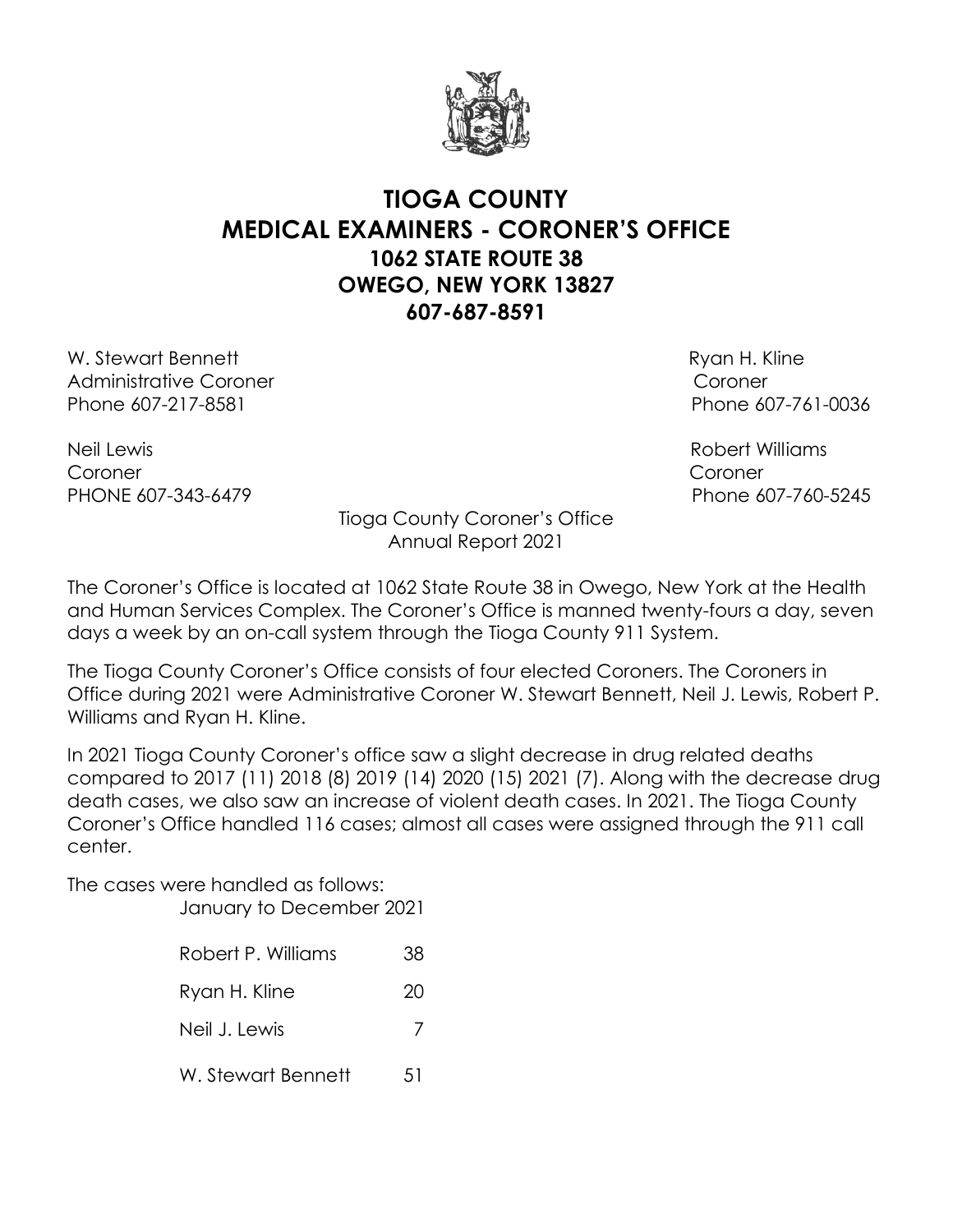# TIOGA COUNTY
# MEDICAL EXAMINERS - CORONER'S OFFICE
## 1062 STATE ROUTE 38
## OWEGO, NEW YORK 13827
## 607-687-8591

W. Stewart Bennett
Administrative Coroner
Phone 607-217-8581

Ryan H. Kline
Coroner
Phone 607-761-0036

Neil Lewis
Coroner
PHONE 607-343-6479

Robert Williams
Coroner
Phone 607-760-5245

Tioga County Coroner's Office
Annual Report 2021

The Coroner's Office is located at 1062 State Route 38 in Owego, New York at the Health and Human Services Complex. The Coroner's Office is manned twenty-fours a day, seven days a week by an on-call system through the Tioga County 911 System.

The Tioga County Coroner's Office consists of four elected Coroners. The Coroners in Office during 2021 were Administrative Coroner W. Stewart Bennett, Neil J. Lewis, Robert P. Williams and Ryan H. Kline.

In 2021 Tioga County Coroner's office saw a slight decrease in drug related deaths compared to 2017 (11) 2018 (8) 2019 (14) 2020 (15) 2021 (7). Along with the decrease drug death cases, we also saw an increase of violent death cases. In 2021. The Tioga County Coroner's Office handled 116 cases; almost all cases were assigned through the 911 call center.

The cases were handled as follows:

January to December 2021

| Coroner | Cases |
|---|---|
| Robert P. Williams | 38 |
| Ryan H. Kline | 20 |
| Neil J. Lewis | 7 |
| W. Stewart Bennett | 51 |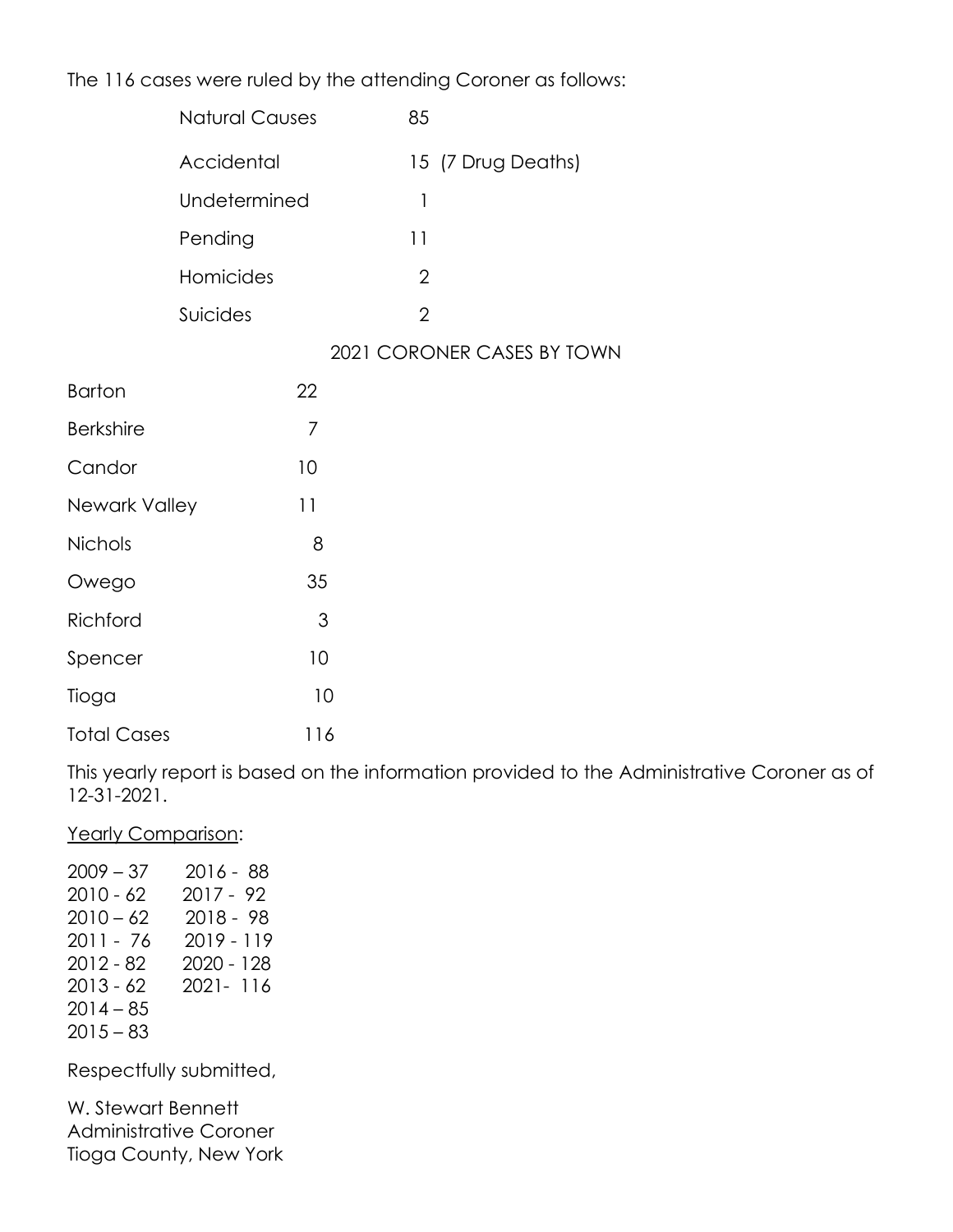The 116 cases were ruled by the attending Coroner as follows:

| | |
|---|---|
| Natural Causes | 85 |
| Accidental | 15 (7 Drug Deaths) |
| Undetermined | 1 |
| Pending | 11 |
| Homicides | 2 |
| Suicides | 2 |

2021 CORONER CASES BY TOWN

| | |
|---|---|
| Barton | 22 |
| Berkshire | 7 |
| Candor | 10 |
| Newark Valley | 11 |
| Nichols | 8 |
| Owego | 35 |
| Richford | 3 |
| Spencer | 10 |
| Tioga | 10 |
| Total Cases | 116 |

This yearly report is based on the information provided to the Administrative Coroner as of 12-31-2021.

Yearly Comparison:

| | |
|---|---|
| 2009 – 37 | 2016 - 88 |
| 2010 - 62 | 2017 - 92 |
| 2010 – 62 | 2018 - 98 |
| 2011 - 76 | 2019 - 119 |
| 2012 - 82 | 2020 - 128 |
| 2013 - 62 | 2021- 116 |
| 2014 – 85 | |
| 2015 – 83 | |

Respectfully submitted,

W. Stewart Bennett
Administrative Coroner
Tioga County, New York